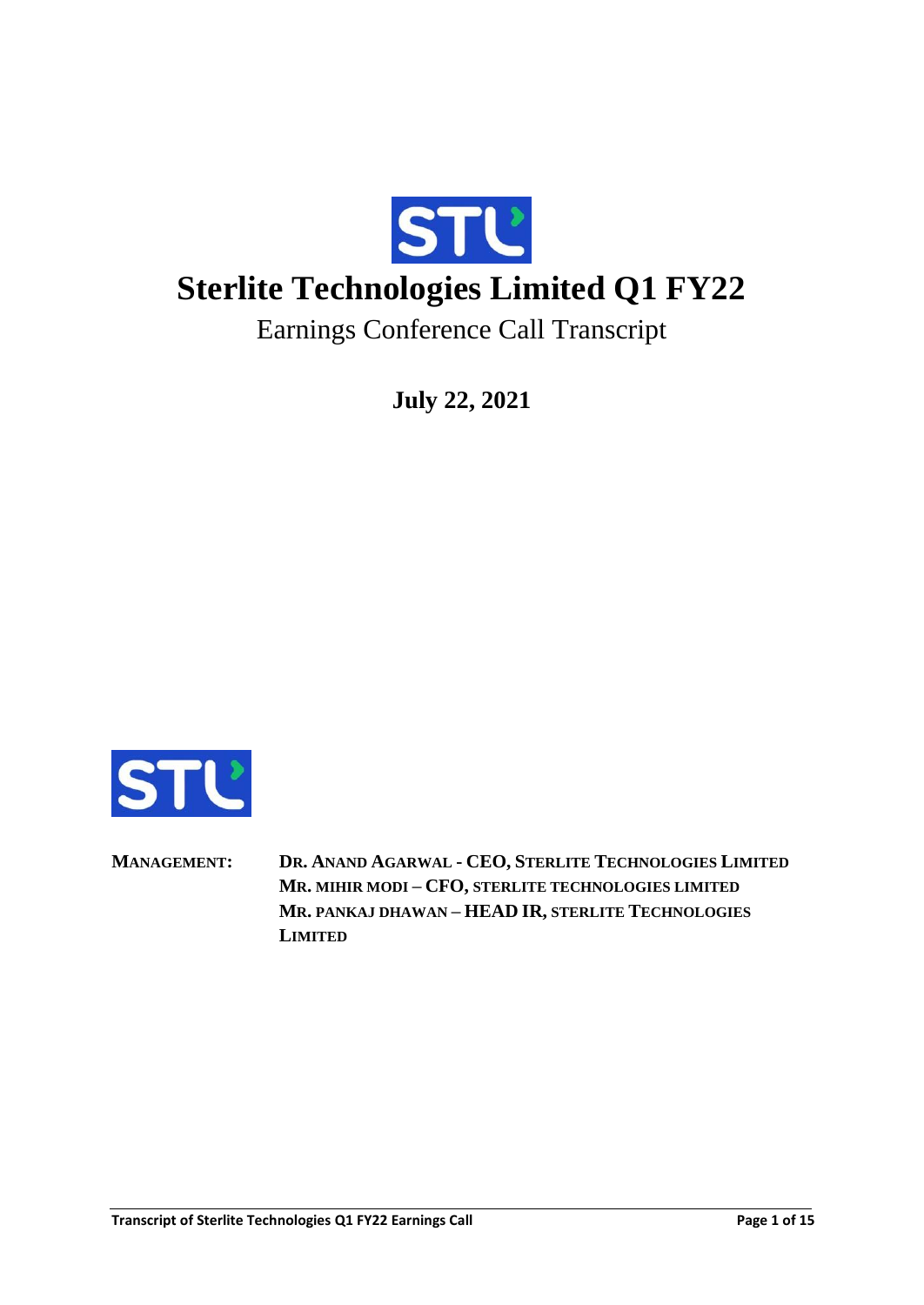# Sterlite Technologies Limited Q1 FY22

## Earnings Conference Call Transcript

**July 22, 2021**

**MANAGEMENT:** **DR. ANAND AGARWAL - CEO, STERLITE TECHNOLOGIES LIMITED**
**MR. MIHIR MODI – CFO, STERLITE TECHNOLOGIES LIMITED**
**MR. PANKAJ DHAWAN – HEAD IR, STERLITE TECHNOLOGIES LIMITED**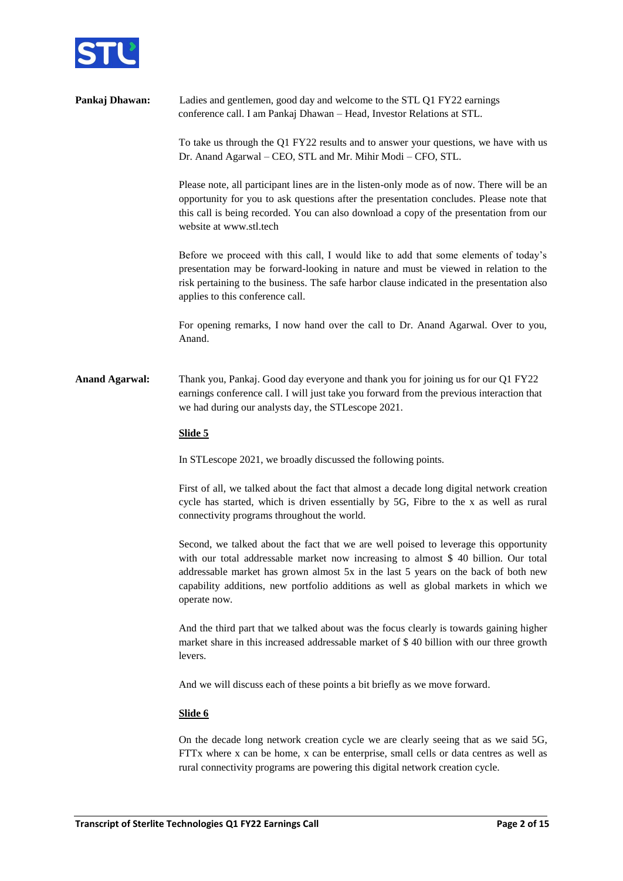**Pankaj Dhawan:** Ladies and gentlemen, good day and welcome to the STL Q1 FY22 earnings conference call. I am Pankaj Dhawan – Head, Investor Relations at STL.

To take us through the Q1 FY22 results and to answer your questions, we have with us Dr. Anand Agarwal – CEO, STL and Mr. Mihir Modi – CFO, STL.

Please note, all participant lines are in the listen-only mode as of now. There will be an opportunity for you to ask questions after the presentation concludes. Please note that this call is being recorded. You can also download a copy of the presentation from our website at www.stl.tech

Before we proceed with this call, I would like to add that some elements of today's presentation may be forward-looking in nature and must be viewed in relation to the risk pertaining to the business. The safe harbor clause indicated in the presentation also applies to this conference call.

For opening remarks, I now hand over the call to Dr. Anand Agarwal. Over to you, Anand.

**Anand Agarwal:** Thank you, Pankaj. Good day everyone and thank you for joining us for our Q1 FY22 earnings conference call. I will just take you forward from the previous interaction that we had during our analysts day, the STLescope 2021.

**Slide 5**

In STLescope 2021, we broadly discussed the following points.

First of all, we talked about the fact that almost a decade long digital network creation cycle has started, which is driven essentially by 5G, Fibre to the x as well as rural connectivity programs throughout the world.

Second, we talked about the fact that we are well poised to leverage this opportunity with our total addressable market now increasing to almost $ 40 billion. Our total addressable market has grown almost 5x in the last 5 years on the back of both new capability additions, new portfolio additions as well as global markets in which we operate now.

And the third part that we talked about was the focus clearly is towards gaining higher market share in this increased addressable market of $ 40 billion with our three growth levers.

And we will discuss each of these points a bit briefly as we move forward.

**Slide 6**

On the decade long network creation cycle we are clearly seeing that as we said 5G, FTTx where x can be home, x can be enterprise, small cells or data centres as well as rural connectivity programs are powering this digital network creation cycle.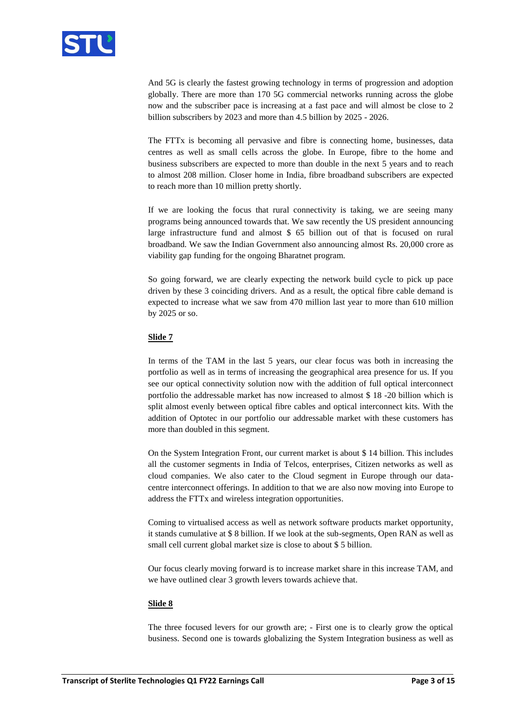And 5G is clearly the fastest growing technology in terms of progression and adoption globally. There are more than 170 5G commercial networks running across the globe now and the subscriber pace is increasing at a fast pace and will almost be close to 2 billion subscribers by 2023 and more than 4.5 billion by 2025 - 2026.

The FTTx is becoming all pervasive and fibre is connecting home, businesses, data centres as well as small cells across the globe. In Europe, fibre to the home and business subscribers are expected to more than double in the next 5 years and to reach to almost 208 million. Closer home in India, fibre broadband subscribers are expected to reach more than 10 million pretty shortly.

If we are looking the focus that rural connectivity is taking, we are seeing many programs being announced towards that. We saw recently the US president announcing large infrastructure fund and almost $ 65 billion out of that is focused on rural broadband. We saw the Indian Government also announcing almost Rs. 20,000 crore as viability gap funding for the ongoing Bharatnet program.

So going forward, we are clearly expecting the network build cycle to pick up pace driven by these 3 coinciding drivers. And as a result, the optical fibre cable demand is expected to increase what we saw from 470 million last year to more than 610 million by 2025 or so.

**Slide 7**

In terms of the TAM in the last 5 years, our clear focus was both in increasing the portfolio as well as in terms of increasing the geographical area presence for us. If you see our optical connectivity solution now with the addition of full optical interconnect portfolio the addressable market has now increased to almost $ 18 -20 billion which is split almost evenly between optical fibre cables and optical interconnect kits. With the addition of Optotec in our portfolio our addressable market with these customers has more than doubled in this segment.

On the System Integration Front, our current market is about $ 14 billion. This includes all the customer segments in India of Telcos, enterprises, Citizen networks as well as cloud companies. We also cater to the Cloud segment in Europe through our data-centre interconnect offerings. In addition to that we are also now moving into Europe to address the FTTx and wireless integration opportunities.

Coming to virtualised access as well as network software products market opportunity, it stands cumulative at $ 8 billion. If we look at the sub-segments, Open RAN as well as small cell current global market size is close to about $ 5 billion.

Our focus clearly moving forward is to increase market share in this increase TAM, and we have outlined clear 3 growth levers towards achieve that.

**Slide 8**

The three focused levers for our growth are; - First one is to clearly grow the optical business. Second one is towards globalizing the System Integration business as well as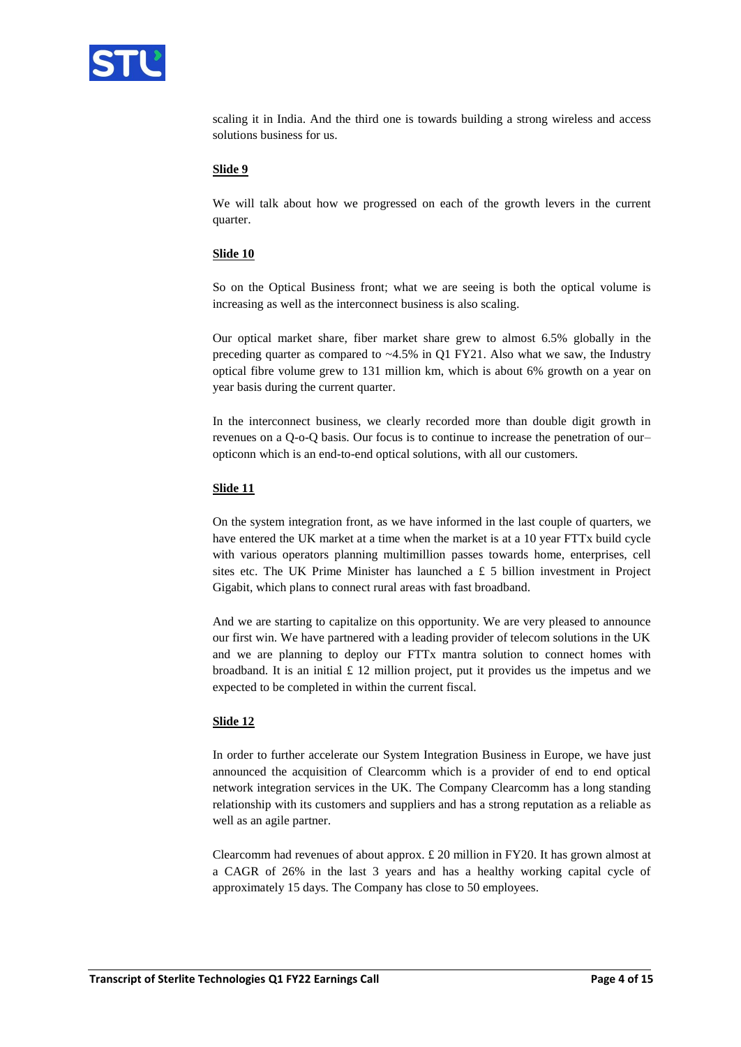scaling it in India. And the third one is towards building a strong wireless and access solutions business for us.

**Slide 9**

We will talk about how we progressed on each of the growth levers in the current quarter.

**Slide 10**

So on the Optical Business front; what we are seeing is both the optical volume is increasing as well as the interconnect business is also scaling.

Our optical market share, fiber market share grew to almost 6.5% globally in the preceding quarter as compared to ~4.5% in Q1 FY21. Also what we saw, the Industry optical fibre volume grew to 131 million km, which is about 6% growth on a year on year basis during the current quarter.

In the interconnect business, we clearly recorded more than double digit growth in revenues on a Q-o-Q basis. Our focus is to continue to increase the penetration of our– opticonn which is an end-to-end optical solutions, with all our customers.

**Slide 11**

On the system integration front, as we have informed in the last couple of quarters, we have entered the UK market at a time when the market is at a 10 year FTTx build cycle with various operators planning multimillion passes towards home, enterprises, cell sites etc. The UK Prime Minister has launched a £ 5 billion investment in Project Gigabit, which plans to connect rural areas with fast broadband.

And we are starting to capitalize on this opportunity. We are very pleased to announce our first win. We have partnered with a leading provider of telecom solutions in the UK and we are planning to deploy our FTTx mantra solution to connect homes with broadband. It is an initial £ 12 million project, put it provides us the impetus and we expected to be completed in within the current fiscal.

**Slide 12**

In order to further accelerate our System Integration Business in Europe, we have just announced the acquisition of Clearcomm which is a provider of end to end optical network integration services in the UK. The Company Clearcomm has a long standing relationship with its customers and suppliers and has a strong reputation as a reliable as well as an agile partner.

Clearcomm had revenues of about approx. £ 20 million in FY20. It has grown almost at a CAGR of 26% in the last 3 years and has a healthy working capital cycle of approximately 15 days. The Company has close to 50 employees.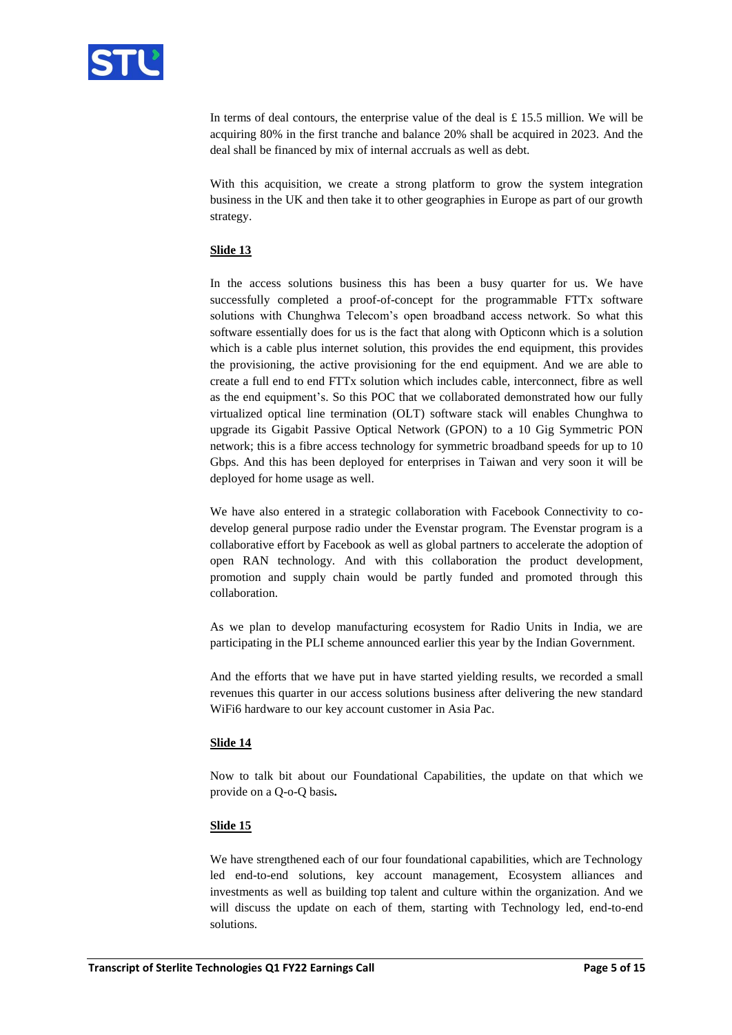In terms of deal contours, the enterprise value of the deal is £ 15.5 million. We will be acquiring 80% in the first tranche and balance 20% shall be acquired in 2023. And the deal shall be financed by mix of internal accruals as well as debt.

With this acquisition, we create a strong platform to grow the system integration business in the UK and then take it to other geographies in Europe as part of our growth strategy.

**Slide 13**

In the access solutions business this has been a busy quarter for us. We have successfully completed a proof-of-concept for the programmable FTTx software solutions with Chunghwa Telecom's open broadband access network. So what this software essentially does for us is the fact that along with Opticonn which is a solution which is a cable plus internet solution, this provides the end equipment, this provides the provisioning, the active provisioning for the end equipment. And we are able to create a full end to end FTTx solution which includes cable, interconnect, fibre as well as the end equipment's. So this POC that we collaborated demonstrated how our fully virtualized optical line termination (OLT) software stack will enables Chunghwa to upgrade its Gigabit Passive Optical Network (GPON) to a 10 Gig Symmetric PON network; this is a fibre access technology for symmetric broadband speeds for up to 10 Gbps. And this has been deployed for enterprises in Taiwan and very soon it will be deployed for home usage as well.

We have also entered in a strategic collaboration with Facebook Connectivity to co-develop general purpose radio under the Evenstar program. The Evenstar program is a collaborative effort by Facebook as well as global partners to accelerate the adoption of open RAN technology. And with this collaboration the product development, promotion and supply chain would be partly funded and promoted through this collaboration.

As we plan to develop manufacturing ecosystem for Radio Units in India, we are participating in the PLI scheme announced earlier this year by the Indian Government.

And the efforts that we have put in have started yielding results, we recorded a small revenues this quarter in our access solutions business after delivering the new standard WiFi6 hardware to our key account customer in Asia Pac.

**Slide 14**

Now to talk bit about our Foundational Capabilities, the update on that which we provide on a Q-o-Q basis**.**

**Slide 15**

We have strengthened each of our four foundational capabilities, which are Technology led end-to-end solutions, key account management, Ecosystem alliances and investments as well as building top talent and culture within the organization. And we will discuss the update on each of them, starting with Technology led, end-to-end solutions.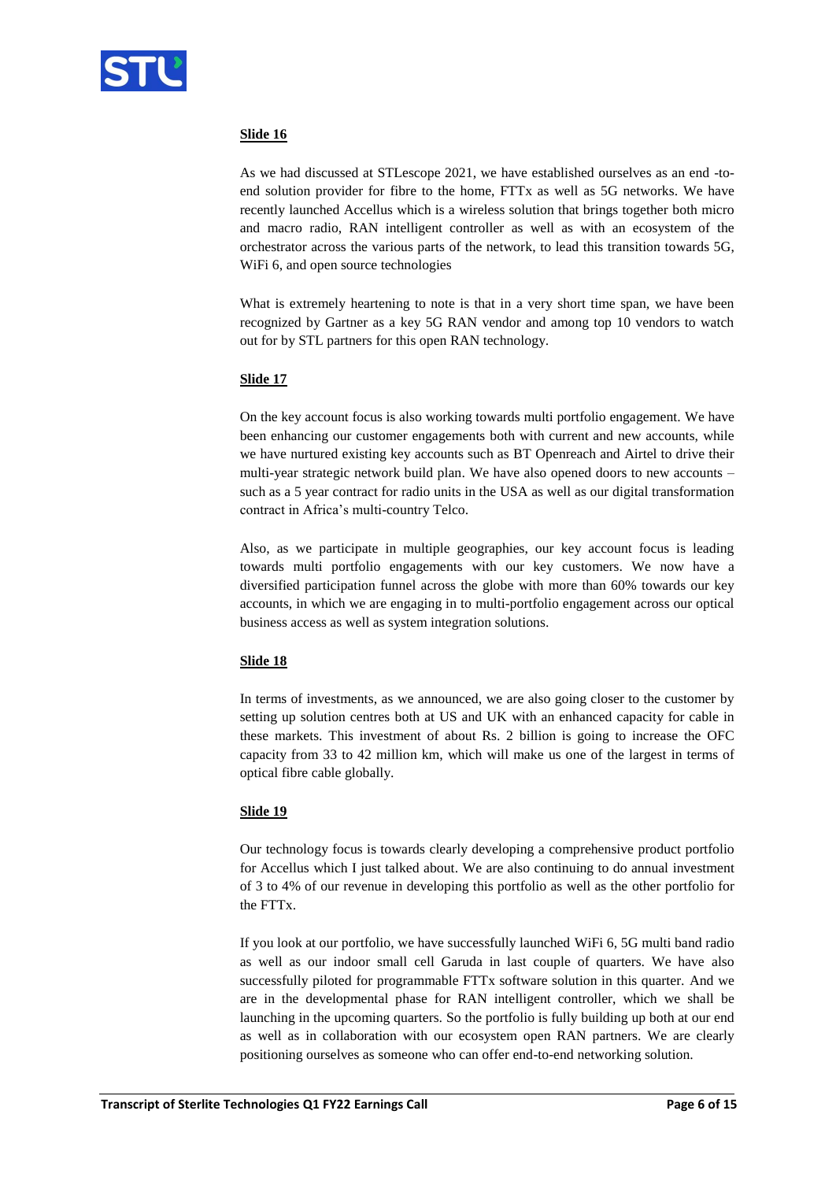**Slide 16**

As we had discussed at STLescope 2021, we have established ourselves as an end -to-end solution provider for fibre to the home, FTTx as well as 5G networks. We have recently launched Accellus which is a wireless solution that brings together both micro and macro radio, RAN intelligent controller as well as with an ecosystem of the orchestrator across the various parts of the network, to lead this transition towards 5G, WiFi 6, and open source technologies

What is extremely heartening to note is that in a very short time span, we have been recognized by Gartner as a key 5G RAN vendor and among top 10 vendors to watch out for by STL partners for this open RAN technology.

**Slide 17**

On the key account focus is also working towards multi portfolio engagement. We have been enhancing our customer engagements both with current and new accounts, while we have nurtured existing key accounts such as BT Openreach and Airtel to drive their multi-year strategic network build plan. We have also opened doors to new accounts – such as a 5 year contract for radio units in the USA as well as our digital transformation contract in Africa's multi-country Telco.

Also, as we participate in multiple geographies, our key account focus is leading towards multi portfolio engagements with our key customers. We now have a diversified participation funnel across the globe with more than 60% towards our key accounts, in which we are engaging in to multi-portfolio engagement across our optical business access as well as system integration solutions.

**Slide 18**

In terms of investments, as we announced, we are also going closer to the customer by setting up solution centres both at US and UK with an enhanced capacity for cable in these markets. This investment of about Rs. 2 billion is going to increase the OFC capacity from 33 to 42 million km, which will make us one of the largest in terms of optical fibre cable globally.

**Slide 19**

Our technology focus is towards clearly developing a comprehensive product portfolio for Accellus which I just talked about. We are also continuing to do annual investment of 3 to 4% of our revenue in developing this portfolio as well as the other portfolio for the FTTx.

If you look at our portfolio, we have successfully launched WiFi 6, 5G multi band radio as well as our indoor small cell Garuda in last couple of quarters. We have also successfully piloted for programmable FTTx software solution in this quarter. And we are in the developmental phase for RAN intelligent controller, which we shall be launching in the upcoming quarters. So the portfolio is fully building up both at our end as well as in collaboration with our ecosystem open RAN partners. We are clearly positioning ourselves as someone who can offer end-to-end networking solution.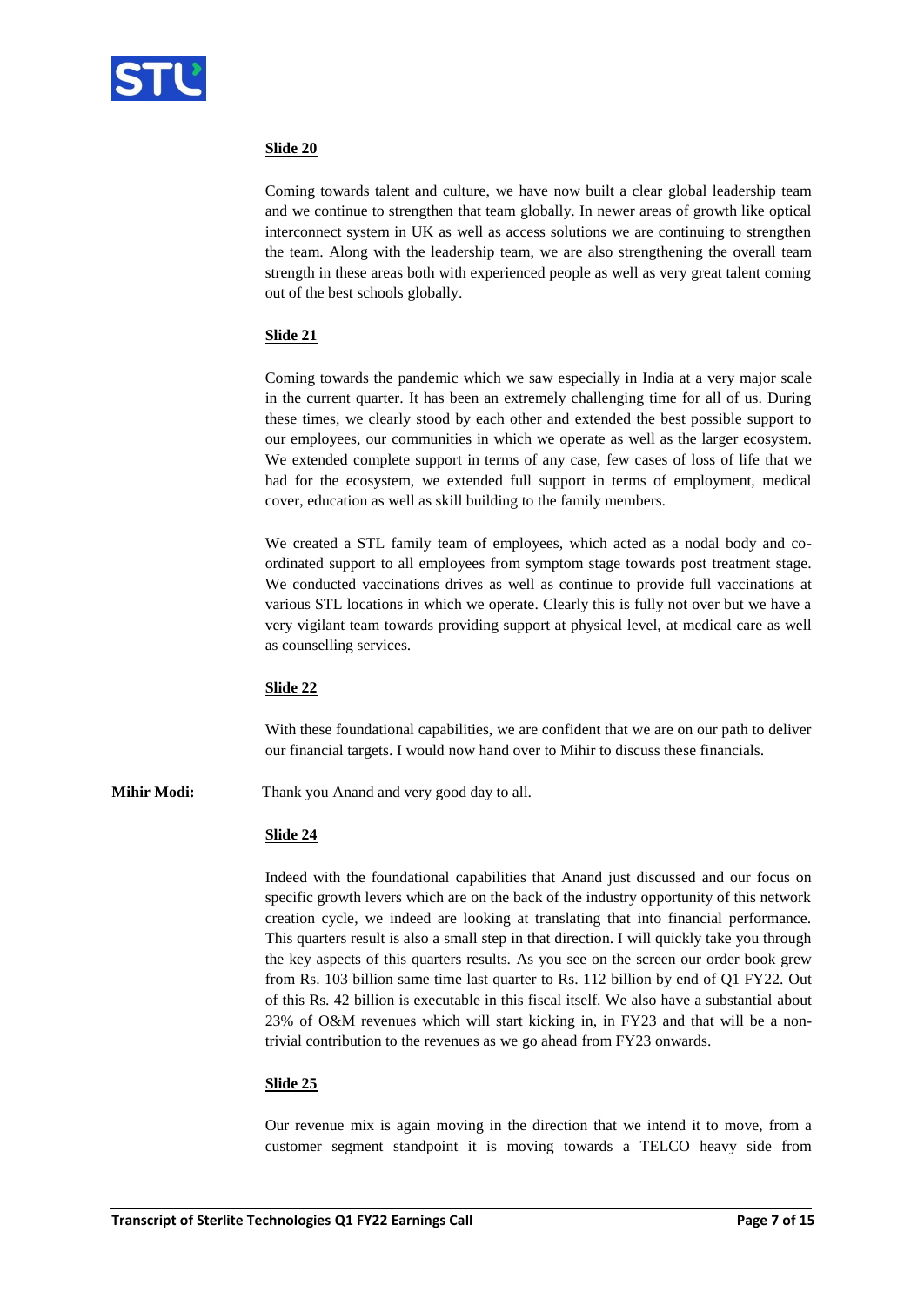**Slide 20**

Coming towards talent and culture, we have now built a clear global leadership team and we continue to strengthen that team globally. In newer areas of growth like optical interconnect system in UK as well as access solutions we are continuing to strengthen the team. Along with the leadership team, we are also strengthening the overall team strength in these areas both with experienced people as well as very great talent coming out of the best schools globally.

**Slide 21**

Coming towards the pandemic which we saw especially in India at a very major scale in the current quarter. It has been an extremely challenging time for all of us. During these times, we clearly stood by each other and extended the best possible support to our employees, our communities in which we operate as well as the larger ecosystem. We extended complete support in terms of any case, few cases of loss of life that we had for the ecosystem, we extended full support in terms of employment, medical cover, education as well as skill building to the family members.

We created a STL family team of employees, which acted as a nodal body and co-ordinated support to all employees from symptom stage towards post treatment stage. We conducted vaccinations drives as well as continue to provide full vaccinations at various STL locations in which we operate. Clearly this is fully not over but we have a very vigilant team towards providing support at physical level, at medical care as well as counselling services.

**Slide 22**

With these foundational capabilities, we are confident that we are on our path to deliver our financial targets. I would now hand over to Mihir to discuss these financials.

**Mihir Modi:** Thank you Anand and very good day to all.

**Slide 24**

Indeed with the foundational capabilities that Anand just discussed and our focus on specific growth levers which are on the back of the industry opportunity of this network creation cycle, we indeed are looking at translating that into financial performance. This quarters result is also a small step in that direction. I will quickly take you through the key aspects of this quarters results. As you see on the screen our order book grew from Rs. 103 billion same time last quarter to Rs. 112 billion by end of Q1 FY22. Out of this Rs. 42 billion is executable in this fiscal itself. We also have a substantial about 23% of O&M revenues which will start kicking in, in FY23 and that will be a non-trivial contribution to the revenues as we go ahead from FY23 onwards.

**Slide 25**

Our revenue mix is again moving in the direction that we intend it to move, from a customer segment standpoint it is moving towards a TELCO heavy side from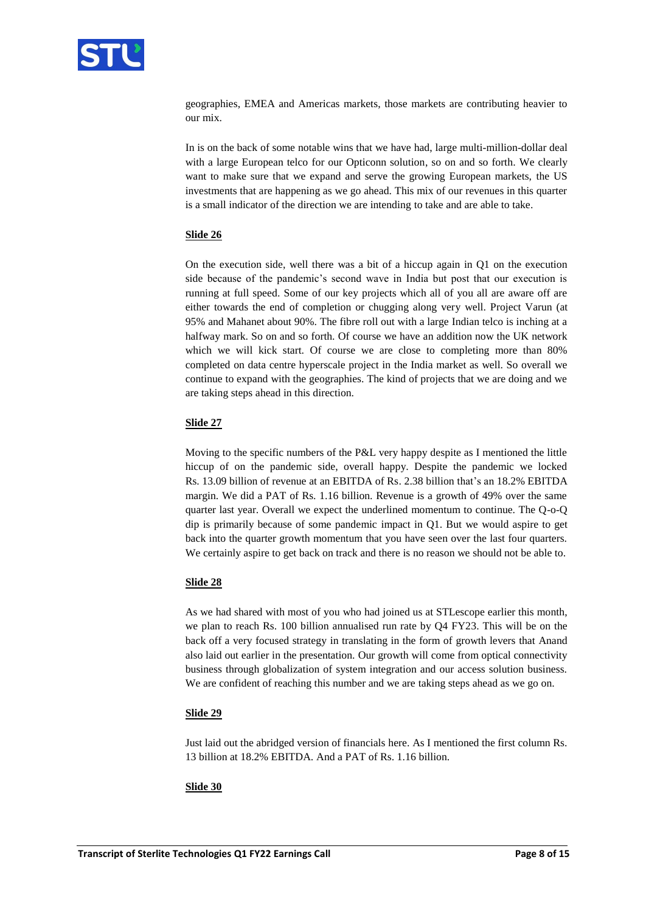geographies, EMEA and Americas markets, those markets are contributing heavier to our mix.

In is on the back of some notable wins that we have had, large multi-million-dollar deal with a large European telco for our Opticonn solution, so on and so forth. We clearly want to make sure that we expand and serve the growing European markets, the US investments that are happening as we go ahead. This mix of our revenues in this quarter is a small indicator of the direction we are intending to take and are able to take.

**Slide 26**

On the execution side, well there was a bit of a hiccup again in Q1 on the execution side because of the pandemic's second wave in India but post that our execution is running at full speed. Some of our key projects which all of you all are aware off are either towards the end of completion or chugging along very well. Project Varun (at 95% and Mahanet about 90%. The fibre roll out with a large Indian telco is inching at a halfway mark. So on and so forth. Of course we have an addition now the UK network which we will kick start. Of course we are close to completing more than 80% completed on data centre hyperscale project in the India market as well. So overall we continue to expand with the geographies. The kind of projects that we are doing and we are taking steps ahead in this direction.

**Slide 27**

Moving to the specific numbers of the P&L very happy despite as I mentioned the little hiccup of on the pandemic side, overall happy. Despite the pandemic we locked Rs. 13.09 billion of revenue at an EBITDA of Rs. 2.38 billion that's an 18.2% EBITDA margin. We did a PAT of Rs. 1.16 billion. Revenue is a growth of 49% over the same quarter last year. Overall we expect the underlined momentum to continue. The Q-o-Q dip is primarily because of some pandemic impact in Q1. But we would aspire to get back into the quarter growth momentum that you have seen over the last four quarters. We certainly aspire to get back on track and there is no reason we should not be able to.

**Slide 28**

As we had shared with most of you who had joined us at STLescope earlier this month, we plan to reach Rs. 100 billion annualised run rate by Q4 FY23. This will be on the back off a very focused strategy in translating in the form of growth levers that Anand also laid out earlier in the presentation. Our growth will come from optical connectivity business through globalization of system integration and our access solution business. We are confident of reaching this number and we are taking steps ahead as we go on.

**Slide 29**

Just laid out the abridged version of financials here. As I mentioned the first column Rs. 13 billion at 18.2% EBITDA. And a PAT of Rs. 1.16 billion.

**Slide 30**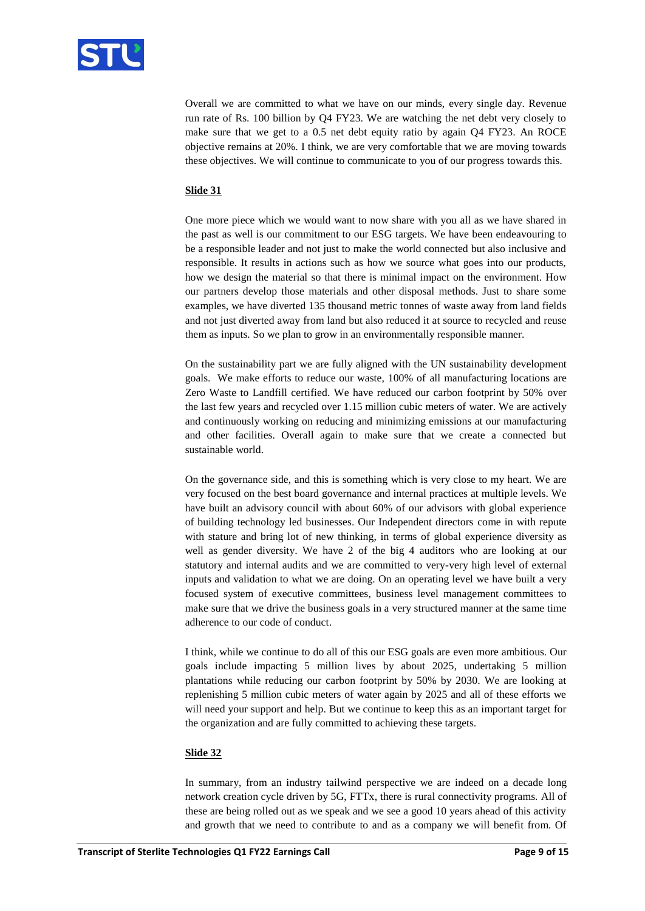Overall we are committed to what we have on our minds, every single day. Revenue run rate of Rs. 100 billion by Q4 FY23. We are watching the net debt very closely to make sure that we get to a 0.5 net debt equity ratio by again Q4 FY23. An ROCE objective remains at 20%. I think, we are very comfortable that we are moving towards these objectives. We will continue to communicate to you of our progress towards this.

**Slide 31**

One more piece which we would want to now share with you all as we have shared in the past as well is our commitment to our ESG targets. We have been endeavouring to be a responsible leader and not just to make the world connected but also inclusive and responsible. It results in actions such as how we source what goes into our products, how we design the material so that there is minimal impact on the environment. How our partners develop those materials and other disposal methods. Just to share some examples, we have diverted 135 thousand metric tonnes of waste away from land fields and not just diverted away from land but also reduced it at source to recycled and reuse them as inputs. So we plan to grow in an environmentally responsible manner.

On the sustainability part we are fully aligned with the UN sustainability development goals. We make efforts to reduce our waste, 100% of all manufacturing locations are Zero Waste to Landfill certified. We have reduced our carbon footprint by 50% over the last few years and recycled over 1.15 million cubic meters of water. We are actively and continuously working on reducing and minimizing emissions at our manufacturing and other facilities. Overall again to make sure that we create a connected but sustainable world.

On the governance side, and this is something which is very close to my heart. We are very focused on the best board governance and internal practices at multiple levels. We have built an advisory council with about 60% of our advisors with global experience of building technology led businesses. Our Independent directors come in with repute with stature and bring lot of new thinking, in terms of global experience diversity as well as gender diversity. We have 2 of the big 4 auditors who are looking at our statutory and internal audits and we are committed to very-very high level of external inputs and validation to what we are doing. On an operating level we have built a very focused system of executive committees, business level management committees to make sure that we drive the business goals in a very structured manner at the same time adherence to our code of conduct.

I think, while we continue to do all of this our ESG goals are even more ambitious. Our goals include impacting 5 million lives by about 2025, undertaking 5 million plantations while reducing our carbon footprint by 50% by 2030. We are looking at replenishing 5 million cubic meters of water again by 2025 and all of these efforts we will need your support and help. But we continue to keep this as an important target for the organization and are fully committed to achieving these targets.

**Slide 32**

In summary, from an industry tailwind perspective we are indeed on a decade long network creation cycle driven by 5G, FTTx, there is rural connectivity programs. All of these are being rolled out as we speak and we see a good 10 years ahead of this activity and growth that we need to contribute to and as a company we will benefit from. Of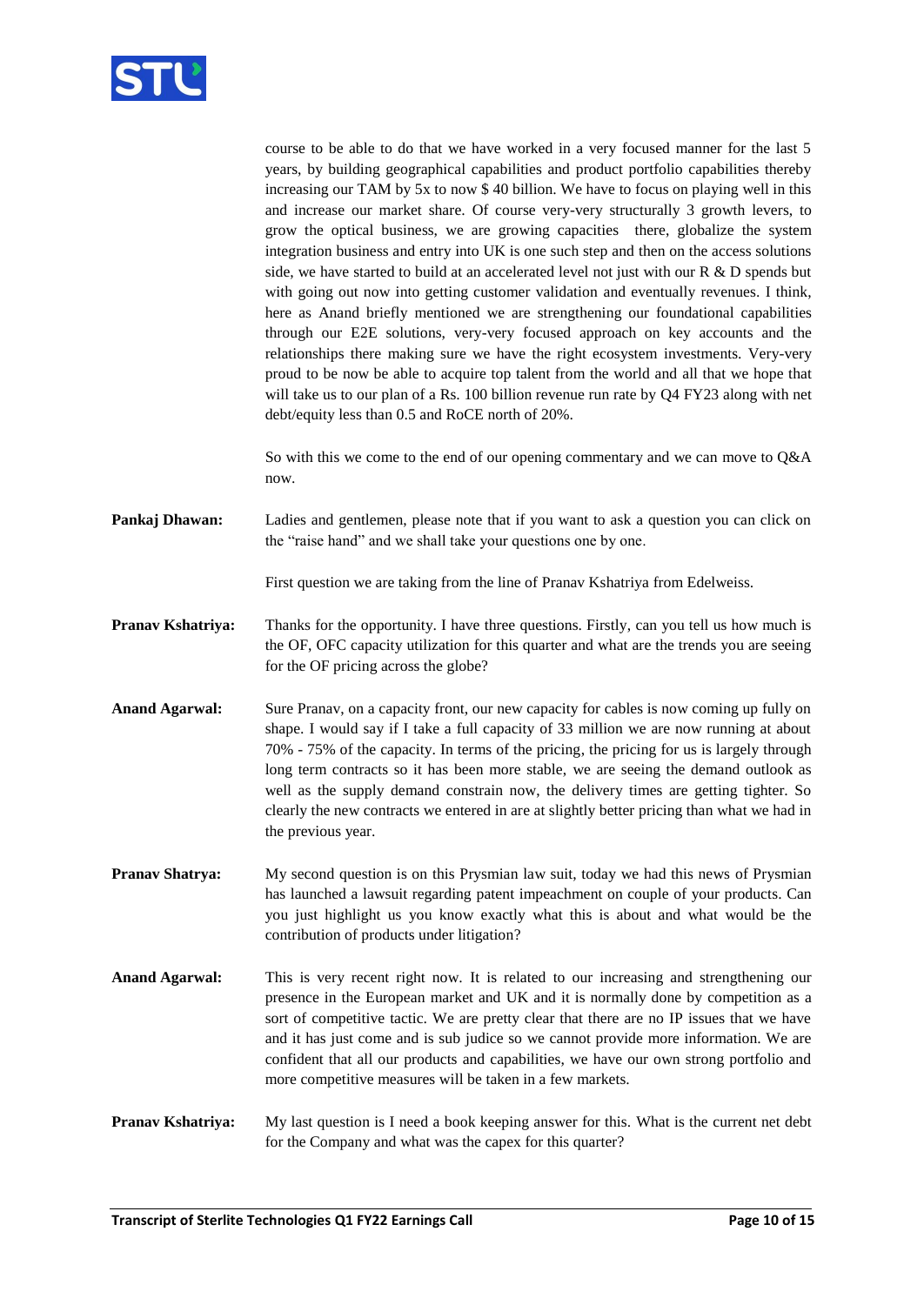course to be able to do that we have worked in a very focused manner for the last 5 years, by building geographical capabilities and product portfolio capabilities thereby increasing our TAM by 5x to now $ 40 billion. We have to focus on playing well in this and increase our market share. Of course very-very structurally 3 growth levers, to grow the optical business, we are growing capacities there, globalize the system integration business and entry into UK is one such step and then on the access solutions side, we have started to build at an accelerated level not just with our R & D spends but with going out now into getting customer validation and eventually revenues. I think, here as Anand briefly mentioned we are strengthening our foundational capabilities through our E2E solutions, very-very focused approach on key accounts and the relationships there making sure we have the right ecosystem investments. Very-very proud to be now be able to acquire top talent from the world and all that we hope that will take us to our plan of a Rs. 100 billion revenue run rate by Q4 FY23 along with net debt/equity less than 0.5 and RoCE north of 20%.

So with this we come to the end of our opening commentary and we can move to Q&A now.

**Pankaj Dhawan:** Ladies and gentlemen, please note that if you want to ask a question you can click on the "raise hand" and we shall take your questions one by one.

First question we are taking from the line of Pranav Kshatriya from Edelweiss.

**Pranav Kshatriya:** Thanks for the opportunity. I have three questions. Firstly, can you tell us how much is the OF, OFC capacity utilization for this quarter and what are the trends you are seeing for the OF pricing across the globe?

**Anand Agarwal:** Sure Pranav, on a capacity front, our new capacity for cables is now coming up fully on shape. I would say if I take a full capacity of 33 million we are now running at about 70% - 75% of the capacity. In terms of the pricing, the pricing for us is largely through long term contracts so it has been more stable, we are seeing the demand outlook as well as the supply demand constrain now, the delivery times are getting tighter. So clearly the new contracts we entered in are at slightly better pricing than what we had in the previous year.

**Pranav Shatrya:** My second question is on this Prysmian law suit, today we had this news of Prysmian has launched a lawsuit regarding patent impeachment on couple of your products. Can you just highlight us you know exactly what this is about and what would be the contribution of products under litigation?

**Anand Agarwal:** This is very recent right now. It is related to our increasing and strengthening our presence in the European market and UK and it is normally done by competition as a sort of competitive tactic. We are pretty clear that there are no IP issues that we have and it has just come and is sub judice so we cannot provide more information. We are confident that all our products and capabilities, we have our own strong portfolio and more competitive measures will be taken in a few markets.

**Pranav Kshatriya:** My last question is I need a book keeping answer for this. What is the current net debt for the Company and what was the capex for this quarter?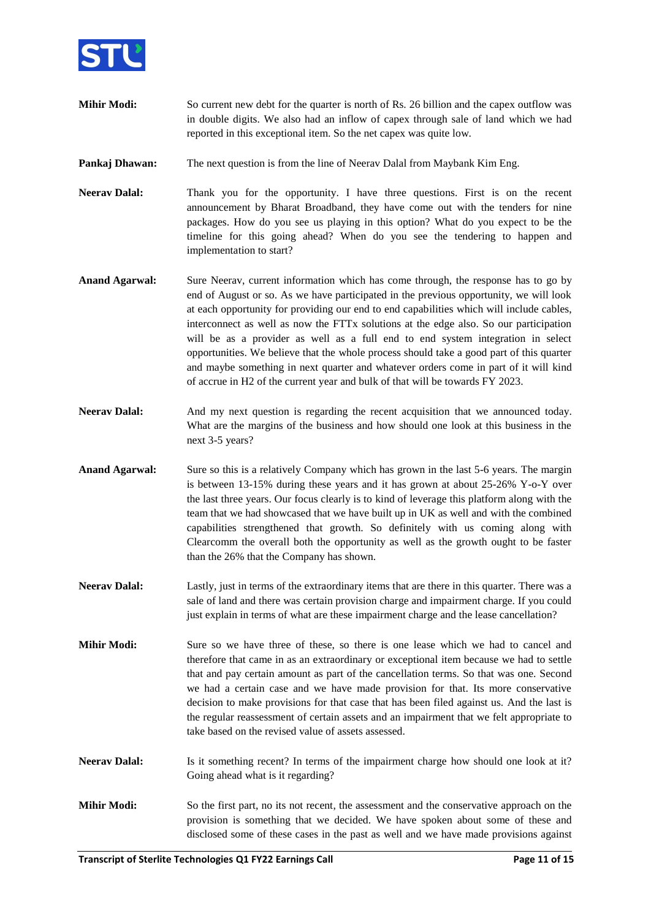**Mihir Modi:** So current new debt for the quarter is north of Rs. 26 billion and the capex outflow was in double digits. We also had an inflow of capex through sale of land which we had reported in this exceptional item. So the net capex was quite low.

**Pankaj Dhawan:** The next question is from the line of Neerav Dalal from Maybank Kim Eng.

**Neerav Dalal:** Thank you for the opportunity. I have three questions. First is on the recent announcement by Bharat Broadband, they have come out with the tenders for nine packages. How do you see us playing in this option? What do you expect to be the timeline for this going ahead? When do you see the tendering to happen and implementation to start?

**Anand Agarwal:** Sure Neerav, current information which has come through, the response has to go by end of August or so. As we have participated in the previous opportunity, we will look at each opportunity for providing our end to end capabilities which will include cables, interconnect as well as now the FTTx solutions at the edge also. So our participation will be as a provider as well as a full end to end system integration in select opportunities. We believe that the whole process should take a good part of this quarter and maybe something in next quarter and whatever orders come in part of it will kind of accrue in H2 of the current year and bulk of that will be towards FY 2023.

**Neerav Dalal:** And my next question is regarding the recent acquisition that we announced today. What are the margins of the business and how should one look at this business in the next 3-5 years?

**Anand Agarwal:** Sure so this is a relatively Company which has grown in the last 5-6 years. The margin is between 13-15% during these years and it has grown at about 25-26% Y-o-Y over the last three years. Our focus clearly is to kind of leverage this platform along with the team that we had showcased that we have built up in UK as well and with the combined capabilities strengthened that growth. So definitely with us coming along with Clearcomm the overall both the opportunity as well as the growth ought to be faster than the 26% that the Company has shown.

**Neerav Dalal:** Lastly, just in terms of the extraordinary items that are there in this quarter. There was a sale of land and there was certain provision charge and impairment charge. If you could just explain in terms of what are these impairment charge and the lease cancellation?

**Mihir Modi:** Sure so we have three of these, so there is one lease which we had to cancel and therefore that came in as an extraordinary or exceptional item because we had to settle that and pay certain amount as part of the cancellation terms. So that was one. Second we had a certain case and we have made provision for that. Its more conservative decision to make provisions for that case that has been filed against us. And the last is the regular reassessment of certain assets and an impairment that we felt appropriate to take based on the revised value of assets assessed.

**Neerav Dalal:** Is it something recent? In terms of the impairment charge how should one look at it? Going ahead what is it regarding?

**Mihir Modi:** So the first part, no its not recent, the assessment and the conservative approach on the provision is something that we decided. We have spoken about some of these and disclosed some of these cases in the past as well and we have made provisions against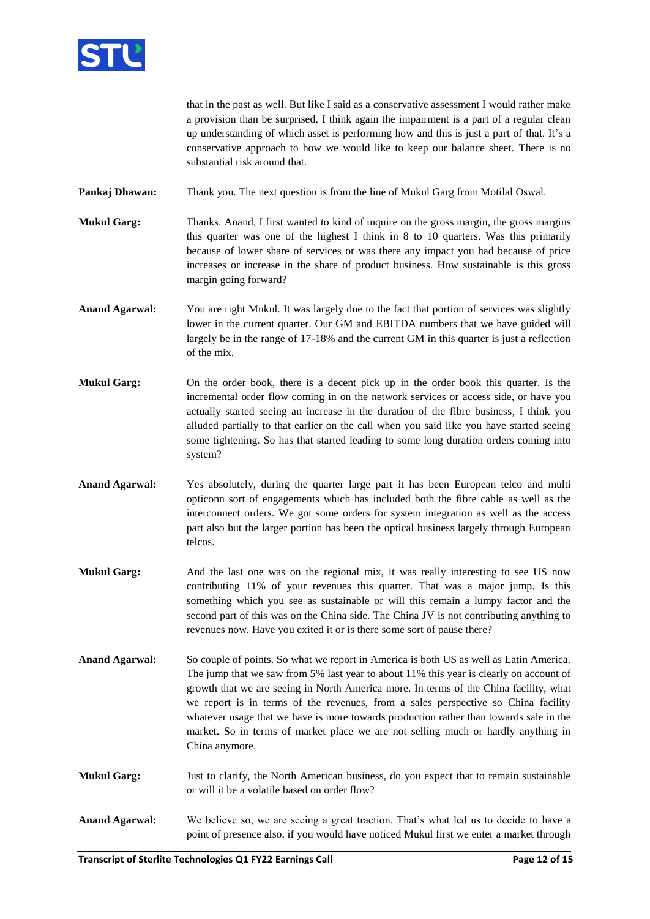that in the past as well. But like I said as a conservative assessment I would rather make a provision than be surprised. I think again the impairment is a part of a regular clean up understanding of which asset is performing how and this is just a part of that. It's a conservative approach to how we would like to keep our balance sheet. There is no substantial risk around that.

**Pankaj Dhawan:** Thank you. The next question is from the line of Mukul Garg from Motilal Oswal.

**Mukul Garg:** Thanks. Anand, I first wanted to kind of inquire on the gross margin, the gross margins this quarter was one of the highest I think in 8 to 10 quarters. Was this primarily because of lower share of services or was there any impact you had because of price increases or increase in the share of product business. How sustainable is this gross margin going forward?

**Anand Agarwal:** You are right Mukul. It was largely due to the fact that portion of services was slightly lower in the current quarter. Our GM and EBITDA numbers that we have guided will largely be in the range of 17-18% and the current GM in this quarter is just a reflection of the mix.

**Mukul Garg:** On the order book, there is a decent pick up in the order book this quarter. Is the incremental order flow coming in on the network services or access side, or have you actually started seeing an increase in the duration of the fibre business, I think you alluded partially to that earlier on the call when you said like you have started seeing some tightening. So has that started leading to some long duration orders coming into system?

**Anand Agarwal:** Yes absolutely, during the quarter large part it has been European telco and multi opticonn sort of engagements which has included both the fibre cable as well as the interconnect orders. We got some orders for system integration as well as the access part also but the larger portion has been the optical business largely through European telcos.

**Mukul Garg:** And the last one was on the regional mix, it was really interesting to see US now contributing 11% of your revenues this quarter. That was a major jump. Is this something which you see as sustainable or will this remain a lumpy factor and the second part of this was on the China side. The China JV is not contributing anything to revenues now. Have you exited it or is there some sort of pause there?

**Anand Agarwal:** So couple of points. So what we report in America is both US as well as Latin America. The jump that we saw from 5% last year to about 11% this year is clearly on account of growth that we are seeing in North America more. In terms of the China facility, what we report is in terms of the revenues, from a sales perspective so China facility whatever usage that we have is more towards production rather than towards sale in the market. So in terms of market place we are not selling much or hardly anything in China anymore.

**Mukul Garg:** Just to clarify, the North American business, do you expect that to remain sustainable or will it be a volatile based on order flow?

**Anand Agarwal:** We believe so, we are seeing a great traction. That's what led us to decide to have a point of presence also, if you would have noticed Mukul first we enter a market through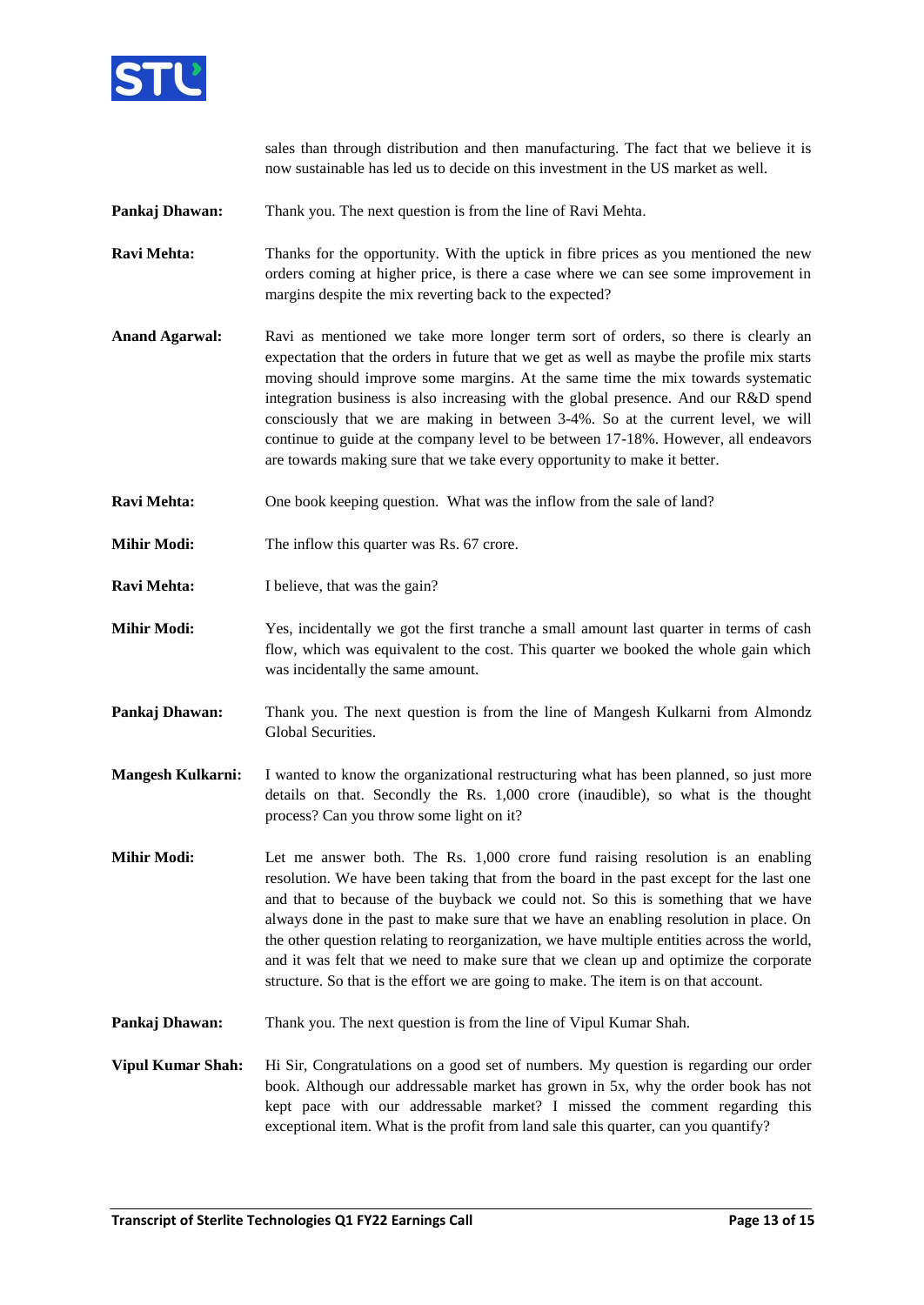sales than through distribution and then manufacturing. The fact that we believe it is now sustainable has led us to decide on this investment in the US market as well.

**Pankaj Dhawan:** Thank you. The next question is from the line of Ravi Mehta.

**Ravi Mehta:** Thanks for the opportunity. With the uptick in fibre prices as you mentioned the new orders coming at higher price, is there a case where we can see some improvement in margins despite the mix reverting back to the expected?

**Anand Agarwal:** Ravi as mentioned we take more longer term sort of orders, so there is clearly an expectation that the orders in future that we get as well as maybe the profile mix starts moving should improve some margins. At the same time the mix towards systematic integration business is also increasing with the global presence. And our R&D spend consciously that we are making in between 3-4%. So at the current level, we will continue to guide at the company level to be between 17-18%. However, all endeavors are towards making sure that we take every opportunity to make it better.

**Ravi Mehta:** One book keeping question. What was the inflow from the sale of land?

**Mihir Modi:** The inflow this quarter was Rs. 67 crore.

**Ravi Mehta:** I believe, that was the gain?

**Mihir Modi:** Yes, incidentally we got the first tranche a small amount last quarter in terms of cash flow, which was equivalent to the cost. This quarter we booked the whole gain which was incidentally the same amount.

**Pankaj Dhawan:** Thank you. The next question is from the line of Mangesh Kulkarni from Almondz Global Securities.

**Mangesh Kulkarni:** I wanted to know the organizational restructuring what has been planned, so just more details on that. Secondly the Rs. 1,000 crore (inaudible), so what is the thought process? Can you throw some light on it?

**Mihir Modi:** Let me answer both. The Rs. 1,000 crore fund raising resolution is an enabling resolution. We have been taking that from the board in the past except for the last one and that to because of the buyback we could not. So this is something that we have always done in the past to make sure that we have an enabling resolution in place. On the other question relating to reorganization, we have multiple entities across the world, and it was felt that we need to make sure that we clean up and optimize the corporate structure. So that is the effort we are going to make. The item is on that account.

**Pankaj Dhawan:** Thank you. The next question is from the line of Vipul Kumar Shah.

**Vipul Kumar Shah:** Hi Sir, Congratulations on a good set of numbers. My question is regarding our order book. Although our addressable market has grown in 5x, why the order book has not kept pace with our addressable market? I missed the comment regarding this exceptional item. What is the profit from land sale this quarter, can you quantify?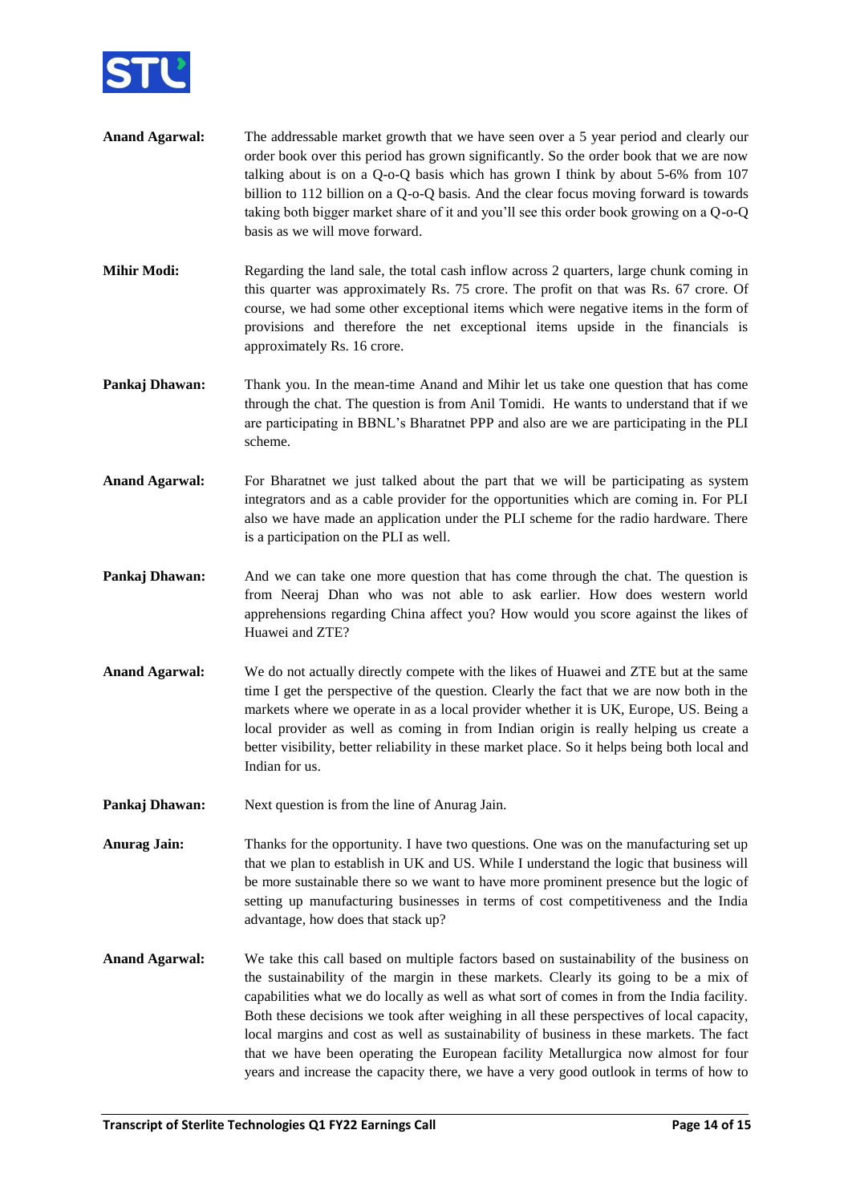**Anand Agarwal:** The addressable market growth that we have seen over a 5 year period and clearly our order book over this period has grown significantly. So the order book that we are now talking about is on a Q-o-Q basis which has grown I think by about 5-6% from 107 billion to 112 billion on a Q-o-Q basis. And the clear focus moving forward is towards taking both bigger market share of it and you'll see this order book growing on a Q-o-Q basis as we will move forward.

**Mihir Modi:** Regarding the land sale, the total cash inflow across 2 quarters, large chunk coming in this quarter was approximately Rs. 75 crore. The profit on that was Rs. 67 crore. Of course, we had some other exceptional items which were negative items in the form of provisions and therefore the net exceptional items upside in the financials is approximately Rs. 16 crore.

**Pankaj Dhawan:** Thank you. In the mean-time Anand and Mihir let us take one question that has come through the chat. The question is from Anil Tomidi. He wants to understand that if we are participating in BBNL's Bharatnet PPP and also are we are participating in the PLI scheme.

**Anand Agarwal:** For Bharatnet we just talked about the part that we will be participating as system integrators and as a cable provider for the opportunities which are coming in. For PLI also we have made an application under the PLI scheme for the radio hardware. There is a participation on the PLI as well.

**Pankaj Dhawan:** And we can take one more question that has come through the chat. The question is from Neeraj Dhan who was not able to ask earlier. How does western world apprehensions regarding China affect you? How would you score against the likes of Huawei and ZTE?

**Anand Agarwal:** We do not actually directly compete with the likes of Huawei and ZTE but at the same time I get the perspective of the question. Clearly the fact that we are now both in the markets where we operate in as a local provider whether it is UK, Europe, US. Being a local provider as well as coming in from Indian origin is really helping us create a better visibility, better reliability in these market place. So it helps being both local and Indian for us.

**Pankaj Dhawan:** Next question is from the line of Anurag Jain.

**Anurag Jain:** Thanks for the opportunity. I have two questions. One was on the manufacturing set up that we plan to establish in UK and US. While I understand the logic that business will be more sustainable there so we want to have more prominent presence but the logic of setting up manufacturing businesses in terms of cost competitiveness and the India advantage, how does that stack up?

**Anand Agarwal:** We take this call based on multiple factors based on sustainability of the business on the sustainability of the margin in these markets. Clearly its going to be a mix of capabilities what we do locally as well as what sort of comes in from the India facility. Both these decisions we took after weighing in all these perspectives of local capacity, local margins and cost as well as sustainability of business in these markets. The fact that we have been operating the European facility Metallurgica now almost for four years and increase the capacity there, we have a very good outlook in terms of how to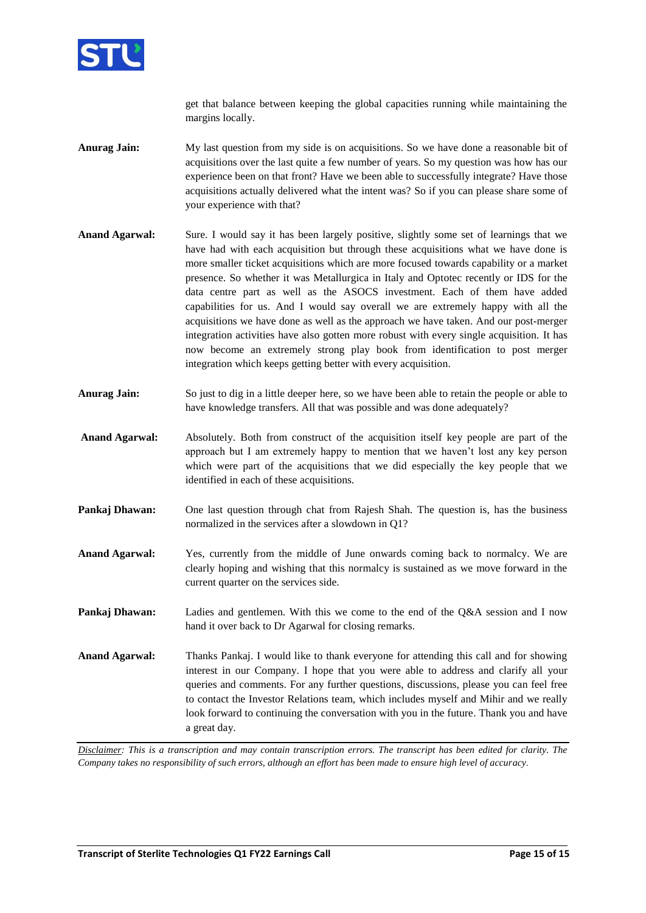get that balance between keeping the global capacities running while maintaining the margins locally.

**Anurag Jain:** My last question from my side is on acquisitions. So we have done a reasonable bit of acquisitions over the last quite a few number of years. So my question was how has our experience been on that front? Have we been able to successfully integrate? Have those acquisitions actually delivered what the intent was? So if you can please share some of your experience with that?

**Anand Agarwal:** Sure. I would say it has been largely positive, slightly some set of learnings that we have had with each acquisition but through these acquisitions what we have done is more smaller ticket acquisitions which are more focused towards capability or a market presence. So whether it was Metallurgica in Italy and Optotec recently or IDS for the data centre part as well as the ASOCS investment. Each of them have added capabilities for us. And I would say overall we are extremely happy with all the acquisitions we have done as well as the approach we have taken. And our post-merger integration activities have also gotten more robust with every single acquisition. It has now become an extremely strong play book from identification to post merger integration which keeps getting better with every acquisition.

**Anurag Jain:** So just to dig in a little deeper here, so we have been able to retain the people or able to have knowledge transfers. All that was possible and was done adequately?

**Anand Agarwal:** Absolutely. Both from construct of the acquisition itself key people are part of the approach but I am extremely happy to mention that we haven't lost any key person which were part of the acquisitions that we did especially the key people that we identified in each of these acquisitions.

**Pankaj Dhawan:** One last question through chat from Rajesh Shah. The question is, has the business normalized in the services after a slowdown in Q1?

**Anand Agarwal:** Yes, currently from the middle of June onwards coming back to normalcy. We are clearly hoping and wishing that this normalcy is sustained as we move forward in the current quarter on the services side.

**Pankaj Dhawan:** Ladies and gentlemen. With this we come to the end of the Q&A session and I now hand it over back to Dr Agarwal for closing remarks.

**Anand Agarwal:** Thanks Pankaj. I would like to thank everyone for attending this call and for showing interest in our Company. I hope that you were able to address and clarify all your queries and comments. For any further questions, discussions, please you can feel free to contact the Investor Relations team, which includes myself and Mihir and we really look forward to continuing the conversation with you in the future. Thank you and have a great day.

---

*Disclaimer: This is a transcription and may contain transcription errors. The transcript has been edited for clarity. The Company takes no responsibility of such errors, although an effort has been made to ensure high level of accuracy.*